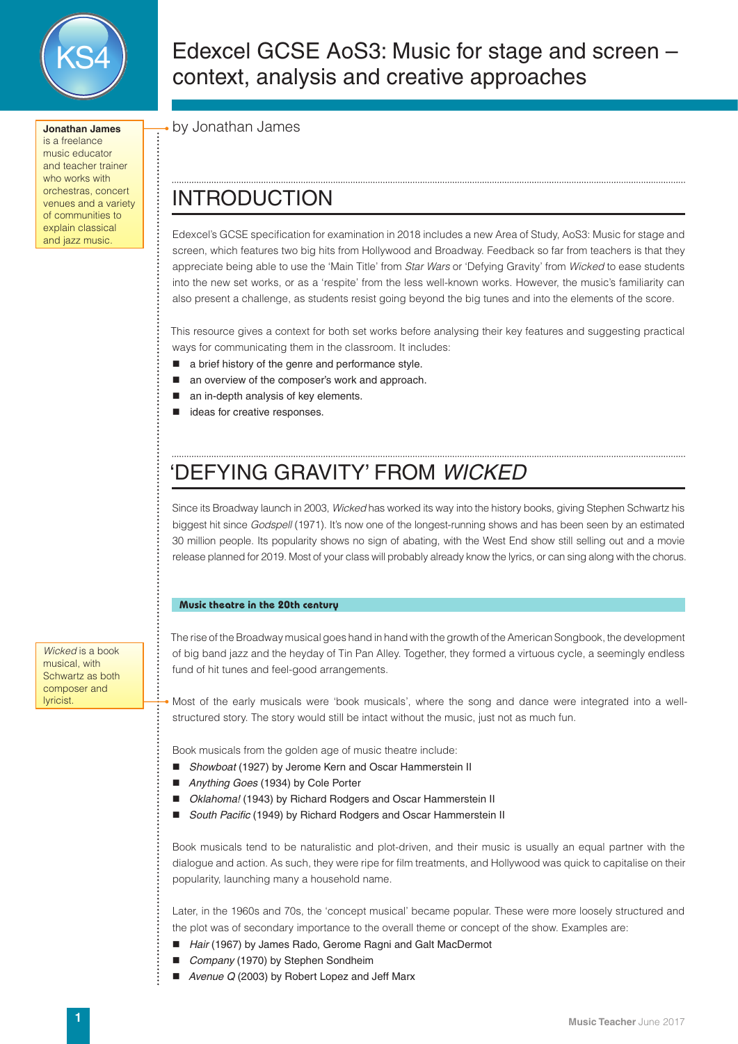# Edexcel GCSE AoS3: Music for stage and screen – context, analysis and creative approaches

by Jonathan James

**Jonathan James** is a freelance music educator and teacher trainer who works with orchestras, concert venues and a variety of communities to explain classical and jazz music.

## INTRODUCTION

Edexcel's GCSE specification for examination in 2018 includes a new Area of Study, AoS3: Music for stage and screen, which features two big hits from Hollywood and Broadway. Feedback so far from teachers is that they appreciate being able to use the 'Main Title' from *Star Wars* or 'Defying Gravity' from *Wicked* to ease students into the new set works, or as a 'respite' from the less well-known works. However, the music's familiarity can also present a challenge, as students resist going beyond the big tunes and into the elements of the score.

This resource gives a context for both set works before analysing their key features and suggesting practical ways for communicating them in the classroom. It includes:

- a brief history of the genre and performance style.
- an overview of the composer's work and approach.
- an in-depth analysis of key elements.
- ideas for creative responses.

## 'DEFYING GRAVITY' FROM *WICKED*

Since its Broadway launch in 2003, *Wicked* has worked its way into the history books, giving Stephen Schwartz his biggest hit since *Godspell* (1971). It's now one of the longest-running shows and has been seen by an estimated 30 million people. Its popularity shows no sign of abating, with the West End show still selling out and a movie release planned for 2019. Most of your class will probably already know the lyrics, or can sing along with the chorus.

### Music theatre in the 20th century

The rise of the Broadway musical goes hand in hand with the growth of the American Songbook, the development of big band jazz and the heyday of Tin Pan Alley. Together, they formed a virtuous cycle, a seemingly endless fund of hit tunes and feel-good arrangements.

*Wicked* is a book musical, with Schwartz as both composer and lyricist.

Most of the early musicals were 'book musicals', where the song and dance were integrated into a well-structured story. The story would still be intact without the music, just not as much fun.

Book musicals from the golden age of music theatre include:

- *Showboat* (1927) by Jerome Kern and Oscar Hammerstein II
- *Anything Goes* (1934) by Cole Porter
- *Oklahoma!* (1943) by Richard Rodgers and Oscar Hammerstein II
- *South Pacific* (1949) by Richard Rodgers and Oscar Hammerstein II

Book musicals tend to be naturalistic and plot-driven, and their music is usually an equal partner with the dialogue and action. As such, they were ripe for film treatments, and Hollywood was quick to capitalise on their popularity, launching many a household name.

Later, in the 1960s and 70s, the 'concept musical' became popular. These were more loosely structured and the plot was of secondary importance to the overall theme or concept of the show. Examples are:

- *Hair* (1967) by James Rado, Gerome Ragni and Galt MacDermot
- *Company* (1970) by Stephen Sondheim
- *Avenue Q* (2003) by Robert Lopez and Jeff Marx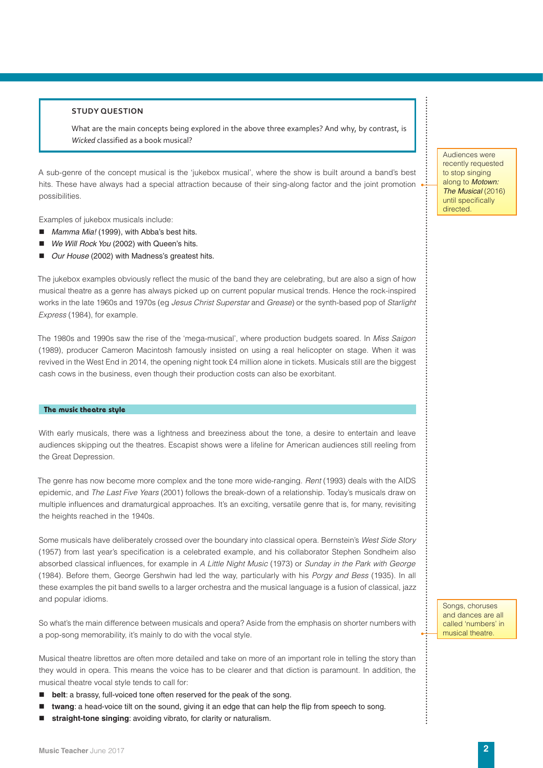**STUDY QUESTION**

What are the main concepts being explored in the above three examples? And why, by contrast, is *Wicked* classified as a book musical?

A sub-genre of the concept musical is the 'jukebox musical', where the show is built around a band's best hits. These have always had a special attraction because of their sing-along factor and the joint promotion possibilities.

> Audiences were recently requested to stop singing along to *Motown: The Musical* (2016) until specifically directed.

Examples of jukebox musicals include:

- *Mamma Mia!* (1999), with Abba's best hits.
- *We Will Rock You* (2002) with Queen's hits.
- *Our House* (2002) with Madness's greatest hits.

The jukebox examples obviously reflect the music of the band they are celebrating, but are also a sign of how musical theatre as a genre has always picked up on current popular musical trends. Hence the rock-inspired works in the late 1960s and 1970s (eg *Jesus Christ Superstar* and *Grease*) or the synth-based pop of *Starlight Express* (1984), for example.

The 1980s and 1990s saw the rise of the 'mega-musical', where production budgets soared. In *Miss Saigon* (1989), producer Cameron Macintosh famously insisted on using a real helicopter on stage. When it was revived in the West End in 2014, the opening night took £4 million alone in tickets. Musicals still are the biggest cash cows in the business, even though their production costs can also be exorbitant.

## The music theatre style

With early musicals, there was a lightness and breeziness about the tone, a desire to entertain and leave audiences skipping out the theatres. Escapist shows were a lifeline for American audiences still reeling from the Great Depression.

The genre has now become more complex and the tone more wide-ranging. *Rent* (1993) deals with the AIDS epidemic, and *The Last Five Years* (2001) follows the break-down of a relationship. Today's musicals draw on multiple influences and dramaturgical approaches. It's an exciting, versatile genre that is, for many, revisiting the heights reached in the 1940s.

Some musicals have deliberately crossed over the boundary into classical opera. Bernstein's *West Side Story* (1957) from last year's specification is a celebrated example, and his collaborator Stephen Sondheim also absorbed classical influences, for example in *A Little Night Music* (1973) or *Sunday in the Park with George* (1984). Before them, George Gershwin had led the way, particularly with his *Porgy and Bess* (1935). In all these examples the pit band swells to a larger orchestra and the musical language is a fusion of classical, jazz and popular idioms.

So what's the main difference between musicals and opera? Aside from the emphasis on shorter numbers with a pop-song memorability, it's mainly to do with the vocal style.

> Songs, choruses and dances are all called 'numbers' in musical theatre.

Musical theatre librettos are often more detailed and take on more of an important role in telling the story than they would in opera. This means the voice has to be clearer and that diction is paramount. In addition, the musical theatre vocal style tends to call for:

- **belt**: a brassy, full-voiced tone often reserved for the peak of the song.
- **twang**: a head-voice tilt on the sound, giving it an edge that can help the flip from speech to song.
- **straight-tone singing**: avoiding vibrato, for clarity or naturalism.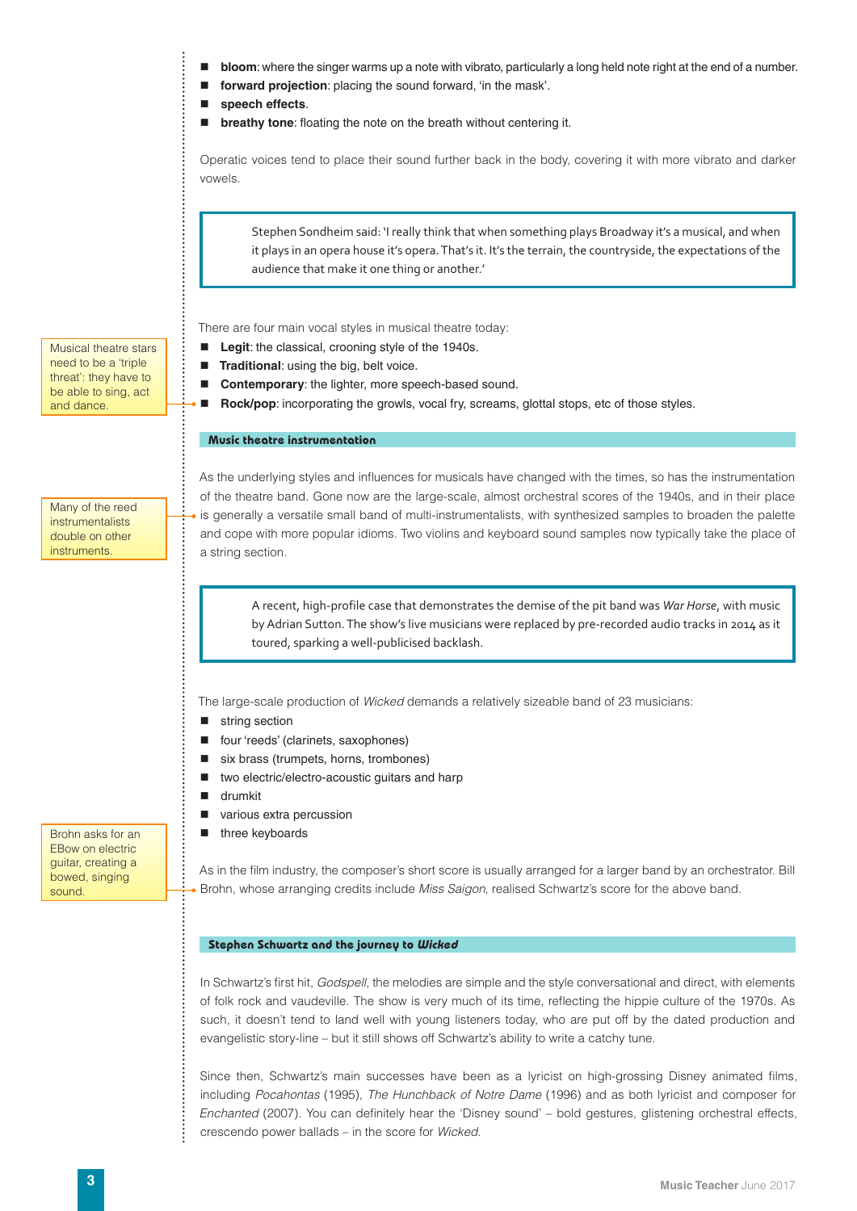- **bloom**: where the singer warms up a note with vibrato, particularly a long held note right at the end of a number.
- **forward projection**: placing the sound forward, 'in the mask'.
- **speech effects**.
- **breathy tone**: floating the note on the breath without centering it.

Operatic voices tend to place their sound further back in the body, covering it with more vibrato and darker vowels.

> Stephen Sondheim said: 'I really think that when something plays Broadway it's a musical, and when it plays in an opera house it's opera. That's it. It's the terrain, the countryside, the expectations of the audience that make it one thing or another.'

There are four main vocal styles in musical theatre today:

- **Legit**: the classical, crooning style of the 1940s.
- **Traditional**: using the big, belt voice.
- **Contemporary**: the lighter, more speech-based sound.
- **Rock/pop**: incorporating the growls, vocal fry, screams, glottal stops, etc of those styles.

Musical theatre stars need to be a 'triple threat': they have to be able to sing, act and dance.

## Music theatre instrumentation

As the underlying styles and influences for musicals have changed with the times, so has the instrumentation of the theatre band. Gone now are the large-scale, almost orchestral scores of the 1940s, and in their place is generally a versatile small band of multi-instrumentalists, with synthesized samples to broaden the palette and cope with more popular idioms. Two violins and keyboard sound samples now typically take the place of a string section.

Many of the reed instrumentalists double on other instruments.

> A recent, high-profile case that demonstrates the demise of the pit band was *War Horse*, with music by Adrian Sutton. The show's live musicians were replaced by pre-recorded audio tracks in 2014 as it toured, sparking a well-publicised backlash.

The large-scale production of *Wicked* demands a relatively sizeable band of 23 musicians:

- string section
- four 'reeds' (clarinets, saxophones)
- six brass (trumpets, horns, trombones)
- two electric/electro-acoustic guitars and harp
- drumkit
- various extra percussion
- three keyboards

As in the film industry, the composer's short score is usually arranged for a larger band by an orchestrator. Bill Brohn, whose arranging credits include *Miss Saigon*, realised Schwartz's score for the above band.

Brohn asks for an EBow on electric guitar, creating a bowed, singing sound.

## Stephen Schwartz and the journey to *Wicked*

In Schwartz's first hit, *Godspell*, the melodies are simple and the style conversational and direct, with elements of folk rock and vaudeville. The show is very much of its time, reflecting the hippie culture of the 1970s. As such, it doesn't tend to land well with young listeners today, who are put off by the dated production and evangelistic story-line – but it still shows off Schwartz's ability to write a catchy tune.

Since then, Schwartz's main successes have been as a lyricist on high-grossing Disney animated films, including *Pocahontas* (1995), *The Hunchback of Notre Dame* (1996) and as both lyricist and composer for *Enchanted* (2007). You can definitely hear the 'Disney sound' – bold gestures, glistening orchestral effects, crescendo power ballads – in the score for *Wicked*.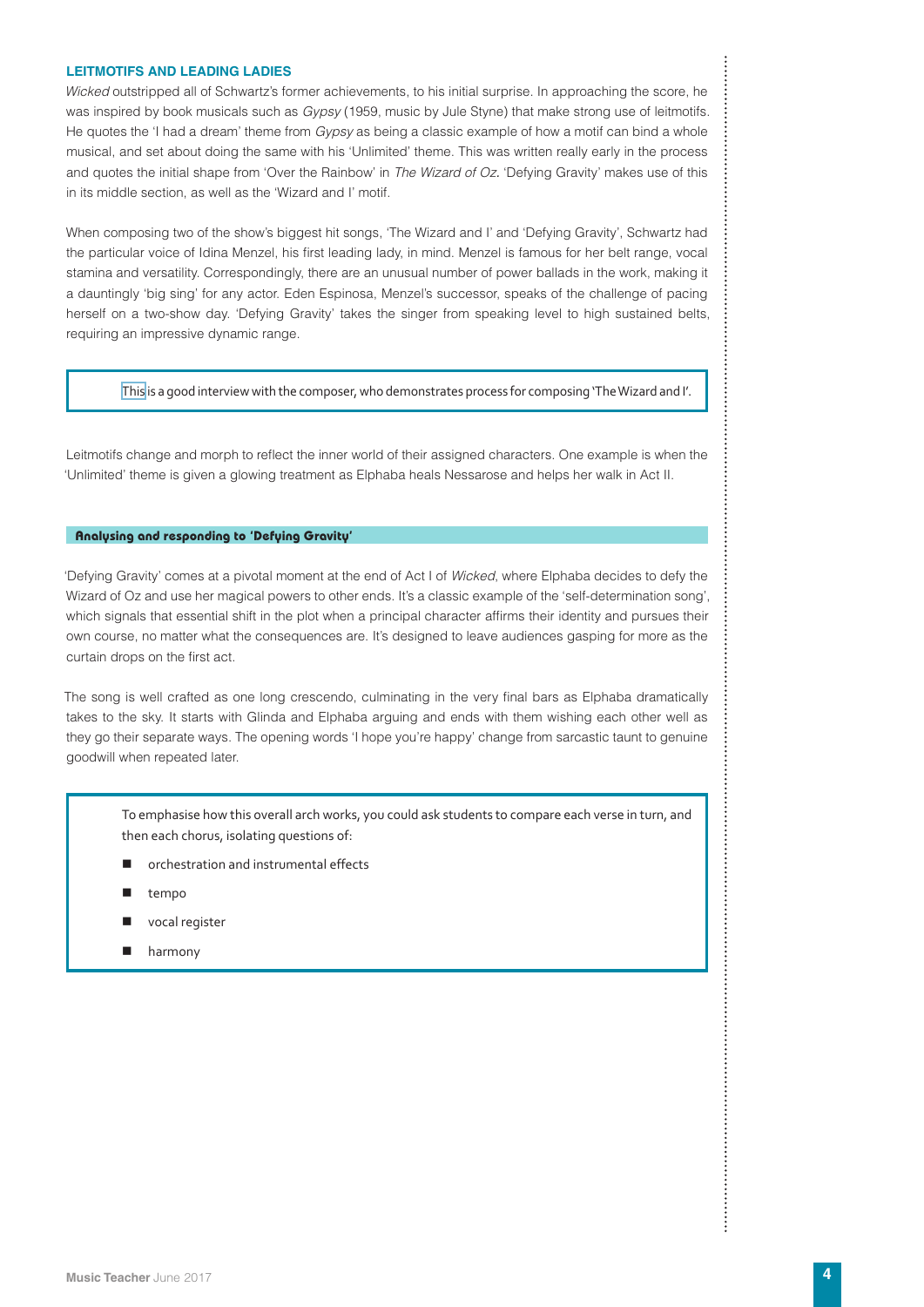## LEITMOTIFS AND LEADING LADIES

*Wicked* outstripped all of Schwartz's former achievements, to his initial surprise. In approaching the score, he was inspired by book musicals such as *Gypsy* (1959, music by Jule Styne) that make strong use of leitmotifs. He quotes the 'I had a dream' theme from *Gypsy* as being a classic example of how a motif can bind a whole musical, and set about doing the same with his 'Unlimited' theme. This was written really early in the process and quotes the initial shape from 'Over the Rainbow' in *The Wizard of Oz*. 'Defying Gravity' makes use of this in its middle section, as well as the 'Wizard and I' motif.

When composing two of the show's biggest hit songs, 'The Wizard and I' and 'Defying Gravity', Schwartz had the particular voice of Idina Menzel, his first leading lady, in mind. Menzel is famous for her belt range, vocal stamina and versatility. Correspondingly, there are an unusual number of power ballads in the work, making it a dauntingly 'big sing' for any actor. Eden Espinosa, Menzel's successor, speaks of the challenge of pacing herself on a two-show day. 'Defying Gravity' takes the singer from speaking level to high sustained belts, requiring an impressive dynamic range.

> This is a good interview with the composer, who demonstrates process for composing 'The Wizard and I'.

Leitmotifs change and morph to reflect the inner world of their assigned characters. One example is when the 'Unlimited' theme is given a glowing treatment as Elphaba heals Nessarose and helps her walk in Act II.

### Analysing and responding to 'Defying Gravity'

'Defying Gravity' comes at a pivotal moment at the end of Act I of *Wicked*, where Elphaba decides to defy the Wizard of Oz and use her magical powers to other ends. It's a classic example of the 'self-determination song', which signals that essential shift in the plot when a principal character affirms their identity and pursues their own course, no matter what the consequences are. It's designed to leave audiences gasping for more as the curtain drops on the first act.

The song is well crafted as one long crescendo, culminating in the very final bars as Elphaba dramatically takes to the sky. It starts with Glinda and Elphaba arguing and ends with them wishing each other well as they go their separate ways. The opening words 'I hope you're happy' change from sarcastic taunt to genuine goodwill when repeated later.

> To emphasise how this overall arch works, you could ask students to compare each verse in turn, and then each chorus, isolating questions of:
>
> - orchestration and instrumental effects
> - tempo
> - vocal register
> - harmony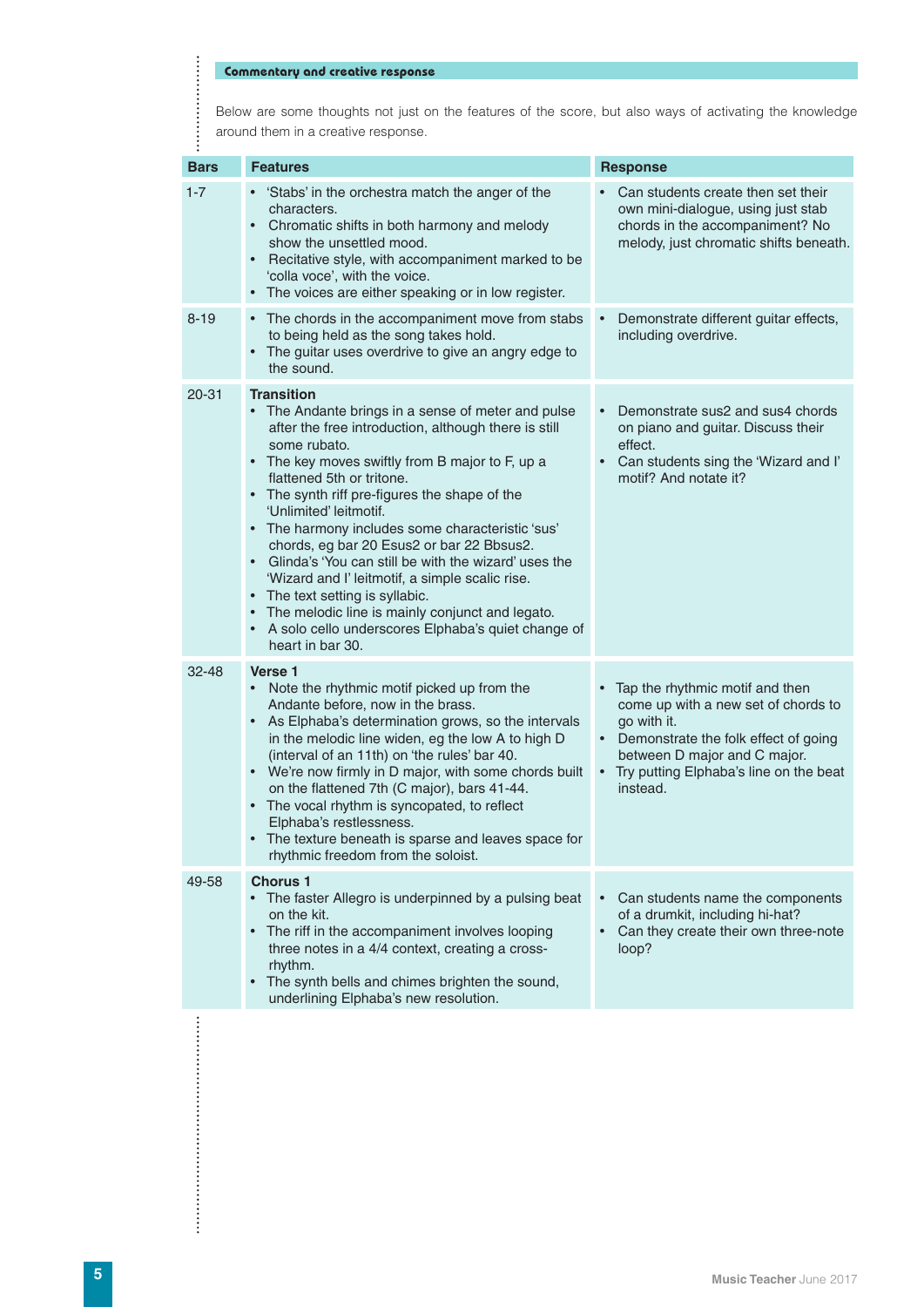## Commentary and creative response

Below are some thoughts not just on the features of the score, but also ways of activating the knowledge around them in a creative response.

| Bars | Features | Response |
|---|---|---|
| 1-7 | • 'Stabs' in the orchestra match the anger of the characters.<br>• Chromatic shifts in both harmony and melody show the unsettled mood.<br>• Recitative style, with accompaniment marked to be 'colla voce', with the voice.<br>• The voices are either speaking or in low register. | • Can students create then set their own mini-dialogue, using just stab chords in the accompaniment? No melody, just chromatic shifts beneath. |
| 8-19 | • The chords in the accompaniment move from stabs to being held as the song takes hold.<br>• The guitar uses overdrive to give an angry edge to the sound. | • Demonstrate different guitar effects, including overdrive. |
| 20-31 | **Transition**<br>• The Andante brings in a sense of meter and pulse after the free introduction, although there is still some rubato.<br>• The key moves swiftly from B major to F, up a flattened 5th or tritone.<br>• The synth riff pre-figures the shape of the 'Unlimited' leitmotif.<br>• The harmony includes some characteristic 'sus' chords, eg bar 20 Esus2 or bar 22 Bbsus2.<br>• Glinda's 'You can still be with the wizard' uses the 'Wizard and I' leitmotif, a simple scalic rise.<br>• The text setting is syllabic.<br>• The melodic line is mainly conjunct and legato.<br>• A solo cello underscores Elphaba's quiet change of heart in bar 30. | • Demonstrate sus2 and sus4 chords on piano and guitar. Discuss their effect.<br>• Can students sing the 'Wizard and I' motif? And notate it? |
| 32-48 | **Verse 1**<br>• Note the rhythmic motif picked up from the Andante before, now in the brass.<br>• As Elphaba's determination grows, so the intervals in the melodic line widen, eg the low A to high D (interval of an 11th) on 'the rules' bar 40.<br>• We're now firmly in D major, with some chords built on the flattened 7th (C major), bars 41-44.<br>• The vocal rhythm is syncopated, to reflect Elphaba's restlessness.<br>• The texture beneath is sparse and leaves space for rhythmic freedom from the soloist. | • Tap the rhythmic motif and then come up with a new set of chords to go with it.<br>• Demonstrate the folk effect of going between D major and C major.<br>• Try putting Elphaba's line on the beat instead. |
| 49-58 | **Chorus 1**<br>• The faster Allegro is underpinned by a pulsing beat on the kit.<br>• The riff in the accompaniment involves looping three notes in a 4/4 context, creating a cross-rhythm.<br>• The synth bells and chimes brighten the sound, underlining Elphaba's new resolution. | • Can students name the components of a drumkit, including hi-hat?<br>• Can they create their own three-note loop? |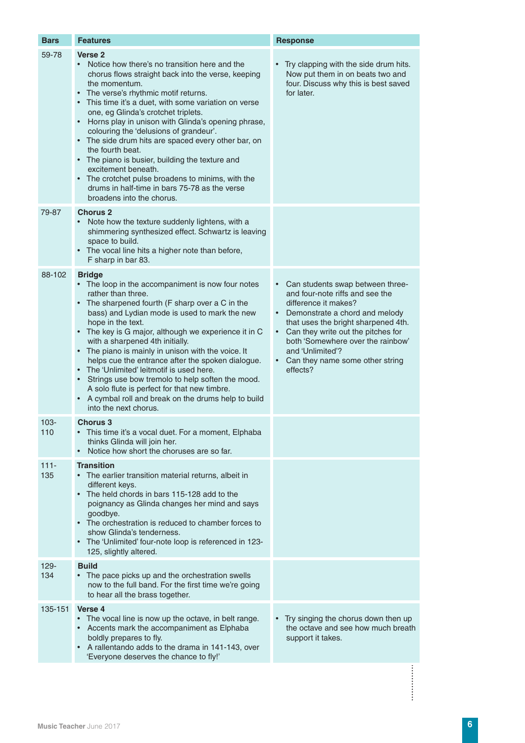| Bars | Features | Response |
| --- | --- | --- |
| 59-78 | **Verse 2**<br>• Notice how there's no transition here and the chorus flows straight back into the verse, keeping the momentum.<br>• The verse's rhythmic motif returns.<br>• This time it's a duet, with some variation on verse one, eg Glinda's crotchet triplets.<br>• Horns play in unison with Glinda's opening phrase, colouring the 'delusions of grandeur'.<br>• The side drum hits are spaced every other bar, on the fourth beat.<br>• The piano is busier, building the texture and excitement beneath.<br>• The crotchet pulse broadens to minims, with the drums in half-time in bars 75-78 as the verse broadens into the chorus. | • Try clapping with the side drum hits. Now put them in on beats two and four. Discuss why this is best saved for later. |
| 79-87 | **Chorus 2**<br>• Note how the texture suddenly lightens, with a shimmering synthesized effect. Schwartz is leaving space to build.<br>• The vocal line hits a higher note than before, F sharp in bar 83. | |
| 88-102 | **Bridge**<br>• The loop in the accompaniment is now four notes rather than three.<br>• The sharpened fourth (F sharp over a C in the bass) and Lydian mode is used to mark the new hope in the text.<br>• The key is G major, although we experience it in C with a sharpened 4th initially.<br>• The piano is mainly in unison with the voice. It helps cue the entrance after the spoken dialogue.<br>• The 'Unlimited' leitmotif is used here.<br>• Strings use bow tremolo to help soften the mood. A solo flute is perfect for that new timbre.<br>• A cymbal roll and break on the drums help to build into the next chorus. | • Can students swap between three- and four-note riffs and see the difference it makes?<br>• Demonstrate a chord and melody that uses the bright sharpened 4th.<br>• Can they write out the pitches for both 'Somewhere over the rainbow' and 'Unlimited'?<br>• Can they name some other string effects? |
| 103-110 | **Chorus 3**<br>• This time it's a vocal duet. For a moment, Elphaba thinks Glinda will join her.<br>• Notice how short the choruses are so far. | |
| 111-135 | **Transition**<br>• The earlier transition material returns, albeit in different keys.<br>• The held chords in bars 115-128 add to the poignancy as Glinda changes her mind and says goodbye.<br>• The orchestration is reduced to chamber forces to show Glinda's tenderness.<br>• The 'Unlimited' four-note loop is referenced in 123-125, slightly altered. | |
| 129-134 | **Build**<br>• The pace picks up and the orchestration swells now to the full band. For the first time we're going to hear all the brass together. | |
| 135-151 | **Verse 4**<br>• The vocal line is now up the octave, in belt range.<br>• Accents mark the accompaniment as Elphaba boldly prepares to fly.<br>• A rallentando adds to the drama in 141-143, over 'Everyone deserves the chance to fly!' | • Try singing the chorus down then up the octave and see how much breath support it takes. |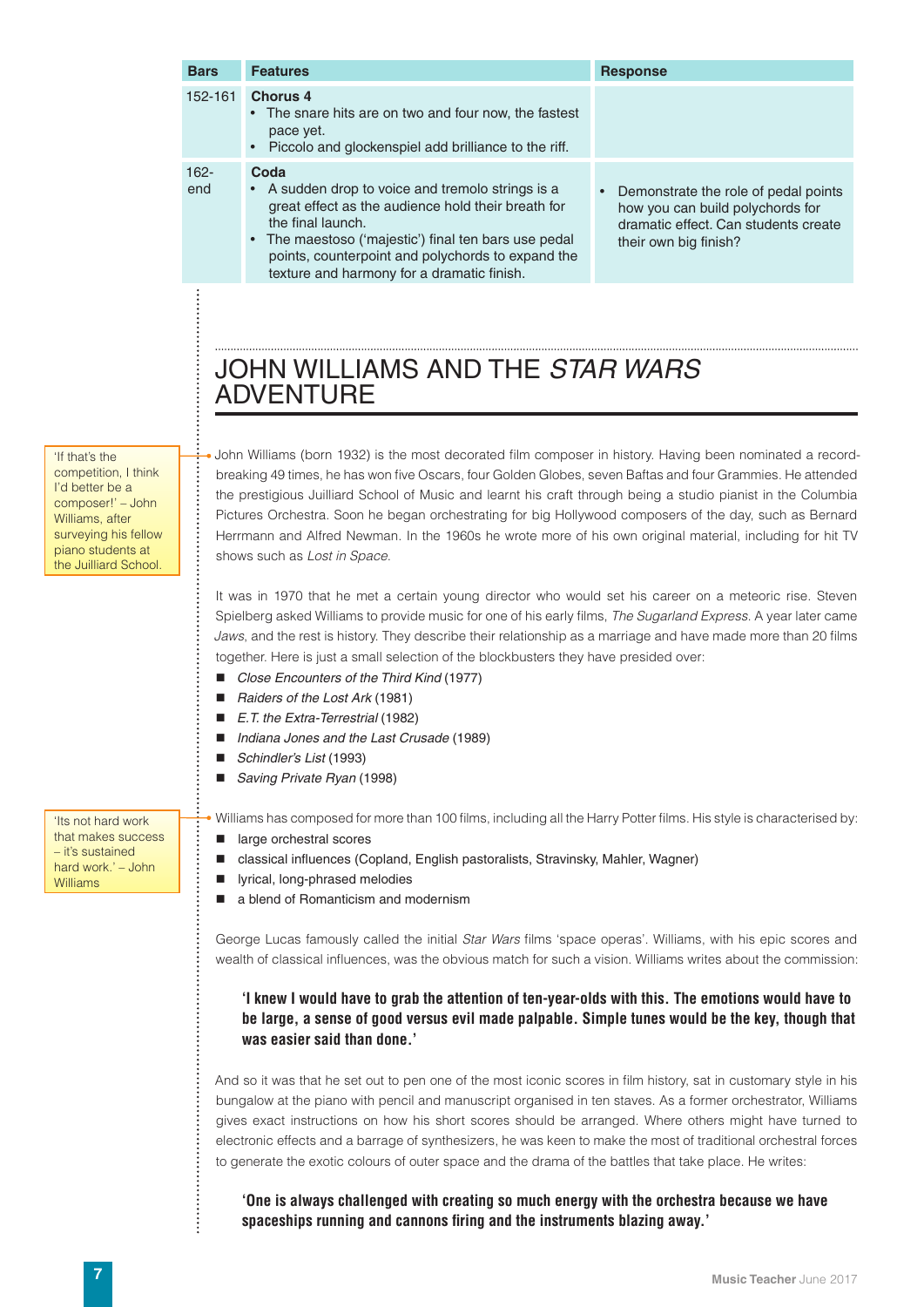| Bars | Features | Response |
| --- | --- | --- |
| 152-161 | **Chorus 4**<br>• The snare hits are on two and four now, the fastest pace yet.<br>• Piccolo and glockenspiel add brilliance to the riff. | |
| 162-end | **Coda**<br>• A sudden drop to voice and tremolo strings is a great effect as the audience hold their breath for the final launch.<br>• The maestoso ('majestic') final ten bars use pedal points, counterpoint and polychords to expand the texture and harmony for a dramatic finish. | • Demonstrate the role of pedal points how you can build polychords for dramatic effect. Can students create their own big finish? |

# JOHN WILLIAMS AND THE *STAR WARS* ADVENTURE

'If that's the competition, I think I'd better be a composer!' – John Williams, after surveying his fellow piano students at the Juilliard School.

John Williams (born 1932) is the most decorated film composer in history. Having been nominated a record-breaking 49 times, he has won five Oscars, four Golden Globes, seven Baftas and four Grammies. He attended the prestigious Juilliard School of Music and learnt his craft through being a studio pianist in the Columbia Pictures Orchestra. Soon he began orchestrating for big Hollywood composers of the day, such as Bernard Herrmann and Alfred Newman. In the 1960s he wrote more of his own original material, including for hit TV shows such as *Lost in Space*.

It was in 1970 that he met a certain young director who would set his career on a meteoric rise. Steven Spielberg asked Williams to provide music for one of his early films, *The Sugarland Express*. A year later came *Jaws*, and the rest is history. They describe their relationship as a marriage and have made more than 20 films together. Here is just a small selection of the blockbusters they have presided over:

- *Close Encounters of the Third Kind* (1977)
- *Raiders of the Lost Ark* (1981)
- *E.T. the Extra-Terrestrial* (1982)
- *Indiana Jones and the Last Crusade* (1989)
- *Schindler's List* (1993)
- *Saving Private Ryan* (1998)

'Its not hard work that makes success – it's sustained hard work.' – John Williams

Williams has composed for more than 100 films, including all the Harry Potter films. His style is characterised by:

- large orchestral scores
- classical influences (Copland, English pastoralists, Stravinsky, Mahler, Wagner)
- lyrical, long-phrased melodies
- a blend of Romanticism and modernism

George Lucas famously called the initial *Star Wars* films 'space operas'. Williams, with his epic scores and wealth of classical influences, was the obvious match for such a vision. Williams writes about the commission:

> **'I knew I would have to grab the attention of ten-year-olds with this. The emotions would have to be large, a sense of good versus evil made palpable. Simple tunes would be the key, though that was easier said than done.'**

And so it was that he set out to pen one of the most iconic scores in film history, sat in customary style in his bungalow at the piano with pencil and manuscript organised in ten staves. As a former orchestrator, Williams gives exact instructions on how his short scores should be arranged. Where others might have turned to electronic effects and a barrage of synthesizers, he was keen to make the most of traditional orchestral forces to generate the exotic colours of outer space and the drama of the battles that take place. He writes:

> **'One is always challenged with creating so much energy with the orchestra because we have spaceships running and cannons firing and the instruments blazing away.'**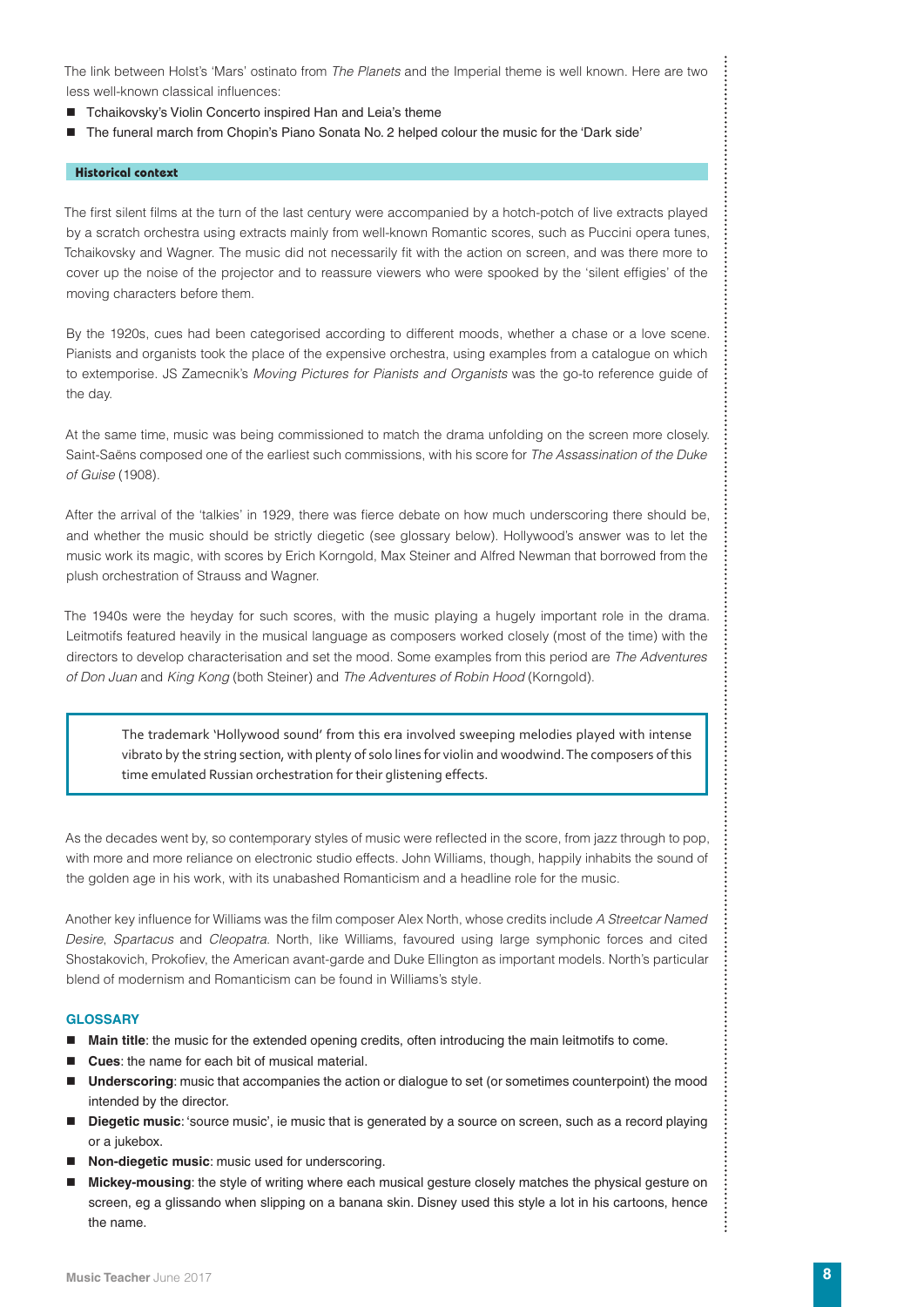The link between Holst's 'Mars' ostinato from *The Planets* and the Imperial theme is well known. Here are two less well-known classical influences:

- Tchaikovsky's Violin Concerto inspired Han and Leia's theme
- The funeral march from Chopin's Piano Sonata No. 2 helped colour the music for the 'Dark side'

## Historical context

The first silent films at the turn of the last century were accompanied by a hotch-potch of live extracts played by a scratch orchestra using extracts mainly from well-known Romantic scores, such as Puccini opera tunes, Tchaikovsky and Wagner. The music did not necessarily fit with the action on screen, and was there more to cover up the noise of the projector and to reassure viewers who were spooked by the 'silent effigies' of the moving characters before them.

By the 1920s, cues had been categorised according to different moods, whether a chase or a love scene. Pianists and organists took the place of the expensive orchestra, using examples from a catalogue on which to extemporise. JS Zamecnik's *Moving Pictures for Pianists and Organists* was the go-to reference guide of the day.

At the same time, music was being commissioned to match the drama unfolding on the screen more closely. Saint-Saëns composed one of the earliest such commissions, with his score for *The Assassination of the Duke of Guise* (1908).

After the arrival of the 'talkies' in 1929, there was fierce debate on how much underscoring there should be, and whether the music should be strictly diegetic (see glossary below). Hollywood's answer was to let the music work its magic, with scores by Erich Korngold, Max Steiner and Alfred Newman that borrowed from the plush orchestration of Strauss and Wagner.

The 1940s were the heyday for such scores, with the music playing a hugely important role in the drama. Leitmotifs featured heavily in the musical language as composers worked closely (most of the time) with the directors to develop characterisation and set the mood. Some examples from this period are *The Adventures of Don Juan* and *King Kong* (both Steiner) and *The Adventures of Robin Hood* (Korngold).

> The trademark 'Hollywood sound' from this era involved sweeping melodies played with intense vibrato by the string section, with plenty of solo lines for violin and woodwind. The composers of this time emulated Russian orchestration for their glistening effects.

As the decades went by, so contemporary styles of music were reflected in the score, from jazz through to pop, with more and more reliance on electronic studio effects. John Williams, though, happily inhabits the sound of the golden age in his work, with its unabashed Romanticism and a headline role for the music.

Another key influence for Williams was the film composer Alex North, whose credits include *A Streetcar Named Desire*, *Spartacus* and *Cleopatra*. North, like Williams, favoured using large symphonic forces and cited Shostakovich, Prokofiev, the American avant-garde and Duke Ellington as important models. North's particular blend of modernism and Romanticism can be found in Williams's style.

### GLOSSARY

- **Main title**: the music for the extended opening credits, often introducing the main leitmotifs to come.
- **Cues**: the name for each bit of musical material.
- **Underscoring**: music that accompanies the action or dialogue to set (or sometimes counterpoint) the mood intended by the director.
- **Diegetic music**: 'source music', ie music that is generated by a source on screen, such as a record playing or a jukebox.
- **Non-diegetic music**: music used for underscoring.
- **Mickey-mousing**: the style of writing where each musical gesture closely matches the physical gesture on screen, eg a glissando when slipping on a banana skin. Disney used this style a lot in his cartoons, hence the name.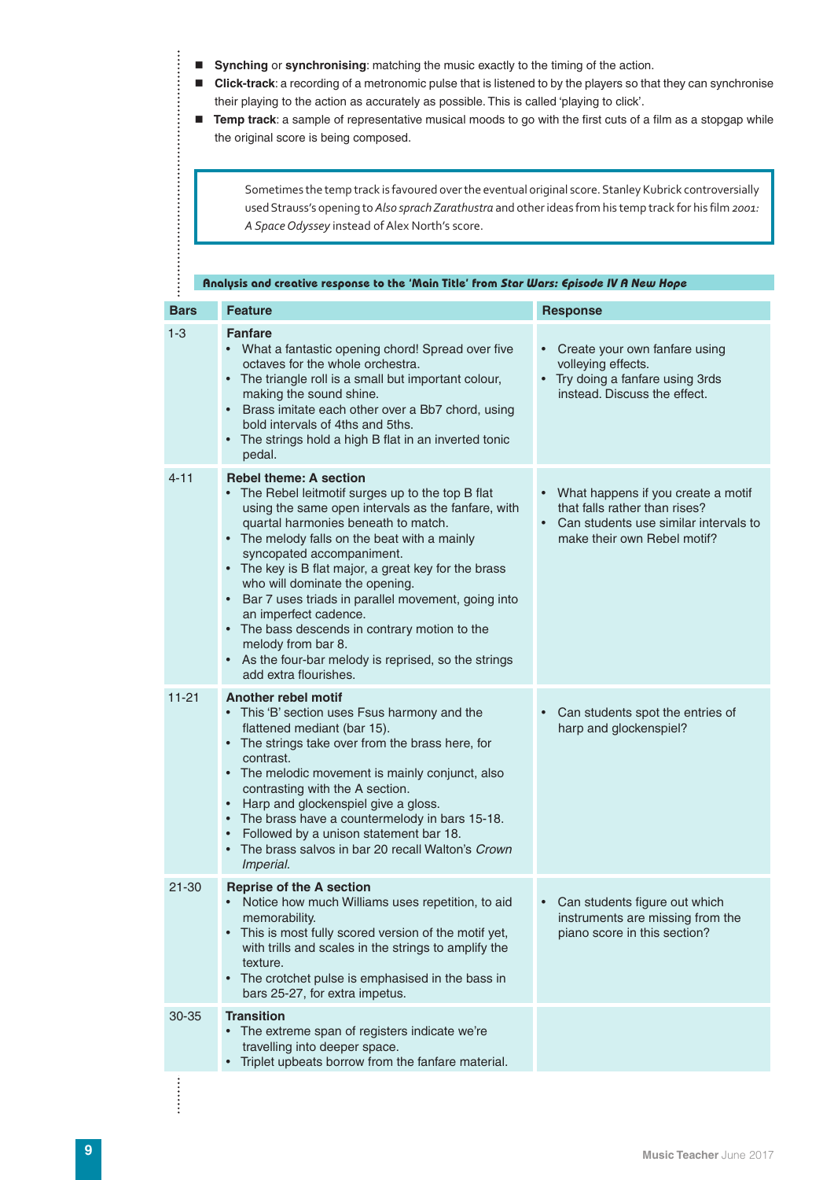- **Synching** or **synchronising**: matching the music exactly to the timing of the action.
- **Click-track**: a recording of a metronomic pulse that is listened to by the players so that they can synchronise their playing to the action as accurately as possible. This is called 'playing to click'.
- **Temp track**: a sample of representative musical moods to go with the first cuts of a film as a stopgap while the original score is being composed.

> Sometimes the temp track is favoured over the eventual original score. Stanley Kubrick controversially used Strauss's opening to *Also sprach Zarathustra* and other ideas from his temp track for his film *2001: A Space Odyssey* instead of Alex North's score.

**Analysis and creative response to the 'Main Title' from *Star Wars: Episode IV A New Hope***

| Bars | Feature | Response |
|---|---|---|
| 1-3 | **Fanfare**<br>• What a fantastic opening chord! Spread over five octaves for the whole orchestra.<br>• The triangle roll is a small but important colour, making the sound shine.<br>• Brass imitate each other over a Bb7 chord, using bold intervals of 4ths and 5ths.<br>• The strings hold a high B flat in an inverted tonic pedal. | • Create your own fanfare using volleying effects.<br>• Try doing a fanfare using 3rds instead. Discuss the effect. |
| 4-11 | **Rebel theme: A section**<br>• The Rebel leitmotif surges up to the top B flat using the same open intervals as the fanfare, with quartal harmonies beneath to match.<br>• The melody falls on the beat with a mainly syncopated accompaniment.<br>• The key is B flat major, a great key for the brass who will dominate the opening.<br>• Bar 7 uses triads in parallel movement, going into an imperfect cadence.<br>• The bass descends in contrary motion to the melody from bar 8.<br>• As the four-bar melody is reprised, so the strings add extra flourishes. | • What happens if you create a motif that falls rather than rises?<br>• Can students use similar intervals to make their own Rebel motif? |
| 11-21 | **Another rebel motif**<br>• This 'B' section uses Fsus harmony and the flattened mediant (bar 15).<br>• The strings take over from the brass here, for contrast.<br>• The melodic movement is mainly conjunct, also contrasting with the A section.<br>• Harp and glockenspiel give a gloss.<br>• The brass have a countermelody in bars 15-18.<br>• Followed by a unison statement bar 18.<br>• The brass salvos in bar 20 recall Walton's *Crown Imperial.* | • Can students spot the entries of harp and glockenspiel? |
| 21-30 | **Reprise of the A section**<br>• Notice how much Williams uses repetition, to aid memorability.<br>• This is most fully scored version of the motif yet, with trills and scales in the strings to amplify the texture.<br>• The crotchet pulse is emphasised in the bass in bars 25-27, for extra impetus. | • Can students figure out which instruments are missing from the piano score in this section? |
| 30-35 | **Transition**<br>• The extreme span of registers indicate we're travelling into deeper space.<br>• Triplet upbeats borrow from the fanfare material. | |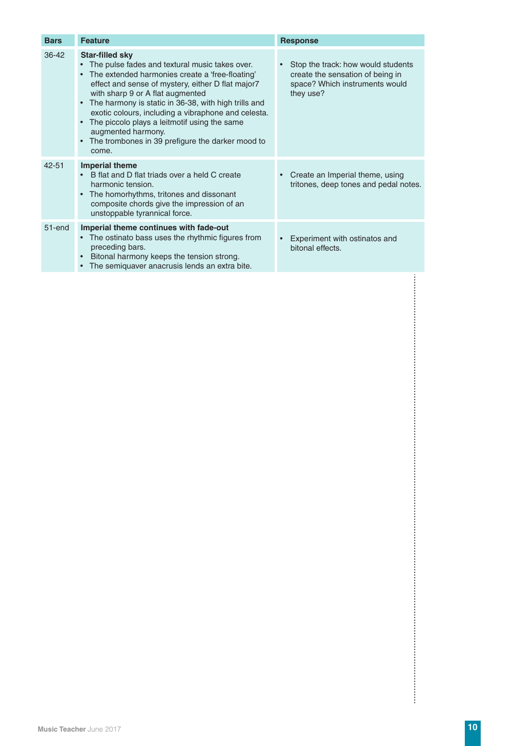| Bars | Feature | Response |
| --- | --- | --- |
| 36-42 | **Star-filled sky**<br>• The pulse fades and textural music takes over.<br>• The extended harmonies create a 'free-floating' effect and sense of mystery, either D flat major7 with sharp 9 or A flat augmented<br>• The harmony is static in 36-38, with high trills and exotic colours, including a vibraphone and celesta.<br>• The piccolo plays a leitmotif using the same augmented harmony.<br>• The trombones in 39 prefigure the darker mood to come. | • Stop the track: how would students create the sensation of being in space? Which instruments would they use? |
| 42-51 | **Imperial theme**<br>• B flat and D flat triads over a held C create harmonic tension.<br>• The homorhythms, tritones and dissonant composite chords give the impression of an unstoppable tyrannical force. | • Create an Imperial theme, using tritones, deep tones and pedal notes. |
| 51-end | **Imperial theme continues with fade-out**<br>• The ostinato bass uses the rhythmic figures from preceding bars.<br>• Bitonal harmony keeps the tension strong.<br>• The semiquaver anacrusis lends an extra bite. | • Experiment with ostinatos and bitonal effects. |